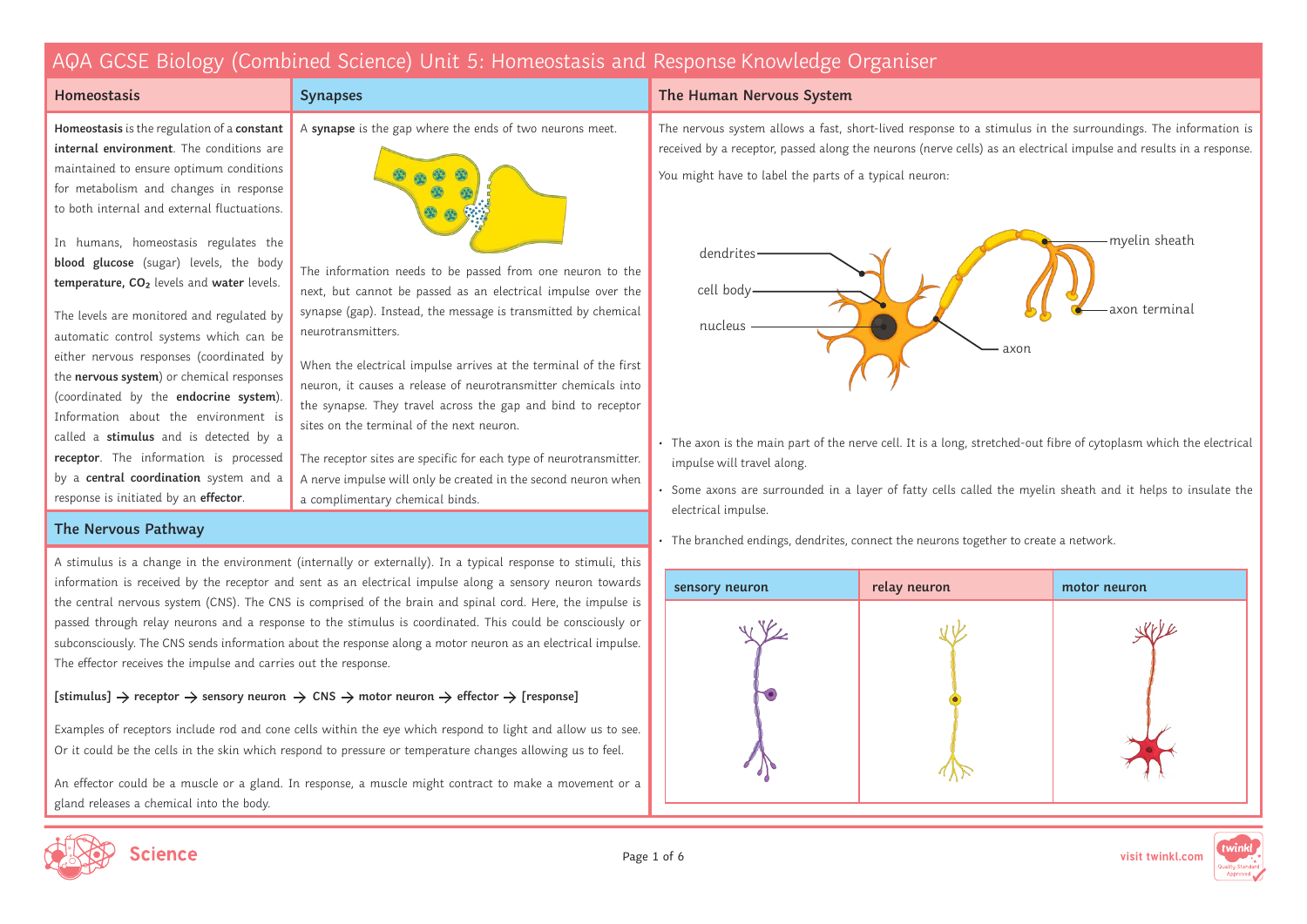# AQA GCSE Biology (Combined Science) Unit 5: Homeostasis and Response Knowledge Organiser

## Homeostasis

**Homeostasis** is the regulation of a **constant internal environment**. The conditions are maintained to ensure optimum conditions for metabolism and changes in response to both internal and external fluctuations.

In humans, homeostasis regulates the **blood glucose** (sugar) levels, the body **temperature, $CO_2$** levels and **water** levels.

The levels are monitored and regulated by automatic control systems which can be either nervous responses (coordinated by the **nervous system**) or chemical responses (coordinated by the **endocrine system**). Information about the environment is called a **stimulus** and is detected by a **receptor**. The information is processed by a **central coordination** system and a response is initiated by an **effector**.

## Synapses

A **synapse** is the gap where the ends of two neurons meet.

The information needs to be passed from one neuron to the next, but cannot be passed as an electrical impulse over the synapse (gap). Instead, the message is transmitted by chemical neurotransmitters.

When the electrical impulse arrives at the terminal of the first neuron, it causes a release of neurotransmitter chemicals into the synapse. They travel across the gap and bind to receptor sites on the terminal of the next neuron.

The receptor sites are specific for each type of neurotransmitter. A nerve impulse will only be created in the second neuron when a complimentary chemical binds.

## The Nervous Pathway

A stimulus is a change in the environment (internally or externally). In a typical response to stimuli, this information is received by the receptor and sent as an electrical impulse along a sensory neuron towards the central nervous system (CNS). The CNS is comprised of the brain and spinal cord. Here, the impulse is passed through relay neurons and a response to the stimulus is coordinated. This could be consciously or subconsciously. The CNS sends information about the response along a motor neuron as an electrical impulse. The effector receives the impulse and carries out the response.

**[stimulus] → receptor → sensory neuron → CNS → motor neuron → effector → [response]**

Examples of receptors include rod and cone cells within the eye which respond to light and allow us to see. Or it could be the cells in the skin which respond to pressure or temperature changes allowing us to feel.

An effector could be a muscle or a gland. In response, a muscle might contract to make a movement or a gland releases a chemical into the body.

## The Human Nervous System

The nervous system allows a fast, short-lived response to a stimulus in the surroundings. The information is received by a receptor, passed along the neurons (nerve cells) as an electrical impulse and results in a response.

You might have to label the parts of a typical neuron:

dendrites, cell body, nucleus, axon, myelin sheath, axon terminal

- The axon is the main part of the nerve cell. It is a long, stretched-out fibre of cytoplasm which the electrical impulse will travel along.
- Some axons are surrounded in a layer of fatty cells called the myelin sheath and it helps to insulate the electrical impulse.
- The branched endings, dendrites, connect the neurons together to create a network.

| sensory neuron | relay neuron | motor neuron |
|---|---|---|
| | | |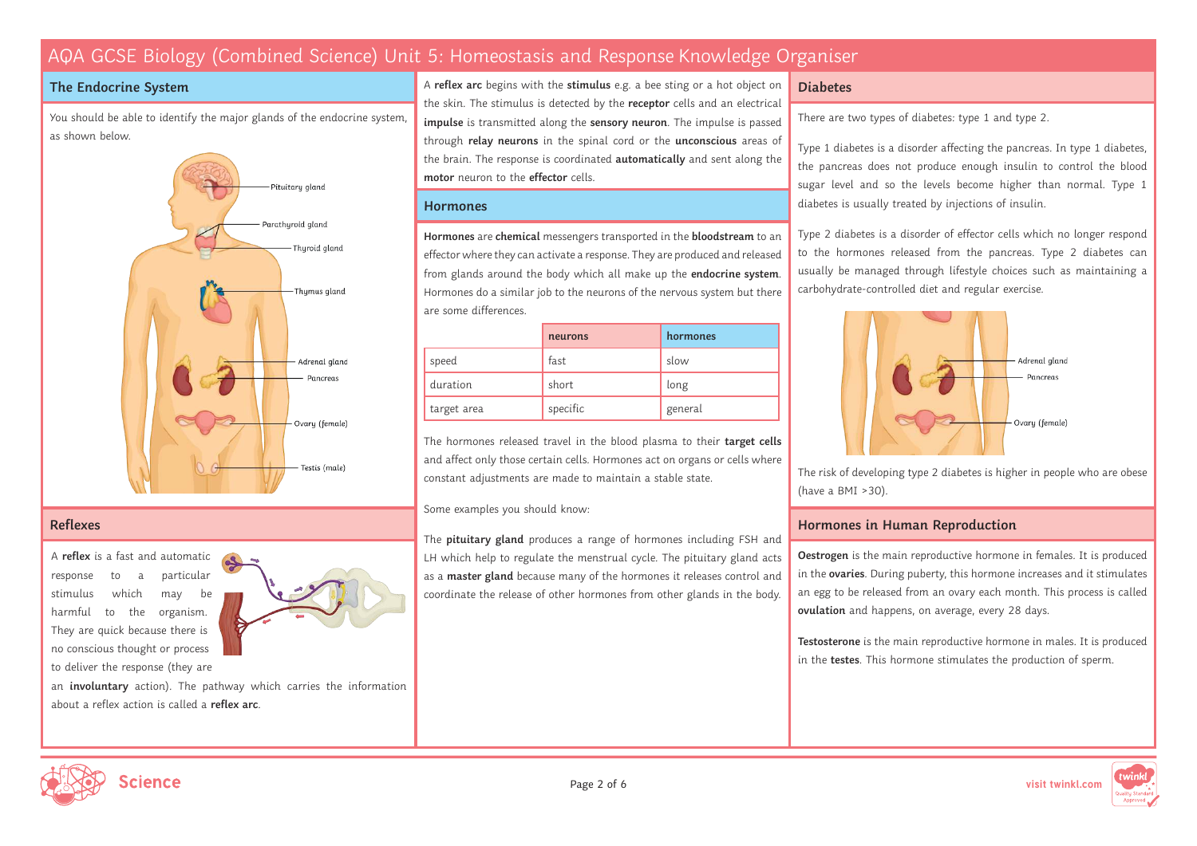# AQA GCSE Biology (Combined Science) Unit 5: Homeostasis and Response Knowledge Organiser

## The Endocrine System

You should be able to identify the major glands of the endocrine system, as shown below.

Pituitary gland

Parathyroid gland

Thyroid gland

Thymus gland

Adrenal gland

Pancreas

Ovary (female)

Testis (male)

## Reflexes

A **reflex** is a fast and automatic response to a particular stimulus which may be harmful to the organism. They are quick because there is no conscious thought or process to deliver the response (they are an **involuntary** action). The pathway which carries the information about a reflex action is called a **reflex arc**.

A **reflex arc** begins with the **stimulus** e.g. a bee sting or a hot object on the skin. The stimulus is detected by the **receptor** cells and an electrical **impulse** is transmitted along the **sensory neuron**. The impulse is passed through **relay neurons** in the spinal cord or the **unconscious** areas of the brain. The response is coordinated **automatically** and sent along the **motor** neuron to the **effector** cells.

## Hormones

**Hormones** are **chemical** messengers transported in the **bloodstream** to an effector where they can activate a response. They are produced and released from glands around the body which all make up the **endocrine system**. Hormones do a similar job to the neurons of the nervous system but there are some differences.

| | neurons | hormones |
|---|---|---|
| speed | fast | slow |
| duration | short | long |
| target area | specific | general |

The hormones released travel in the blood plasma to their **target cells** and affect only those certain cells. Hormones act on organs or cells where constant adjustments are made to maintain a stable state.

Some examples you should know:

The **pituitary gland** produces a range of hormones including FSH and LH which help to regulate the menstrual cycle. The pituitary gland acts as a **master gland** because many of the hormones it releases control and coordinate the release of other hormones from other glands in the body.

## Diabetes

There are two types of diabetes: type 1 and type 2.

Type 1 diabetes is a disorder affecting the pancreas. In type 1 diabetes, the pancreas does not produce enough insulin to control the blood sugar level and so the levels become higher than normal. Type 1 diabetes is usually treated by injections of insulin.

Type 2 diabetes is a disorder of effector cells which no longer respond to the hormones released from the pancreas. Type 2 diabetes can usually be managed through lifestyle choices such as maintaining a carbohydrate-controlled diet and regular exercise.

Adrenal gland

Pancreas

Ovary (female)

The risk of developing type 2 diabetes is higher in people who are obese (have a BMI >30).

## Hormones in Human Reproduction

**Oestrogen** is the main reproductive hormone in females. It is produced in the **ovaries**. During puberty, this hormone increases and it stimulates an egg to be released from an ovary each month. This process is called **ovulation** and happens, on average, every 28 days.

**Testosterone** is the main reproductive hormone in males. It is produced in the **testes**. This hormone stimulates the production of sperm.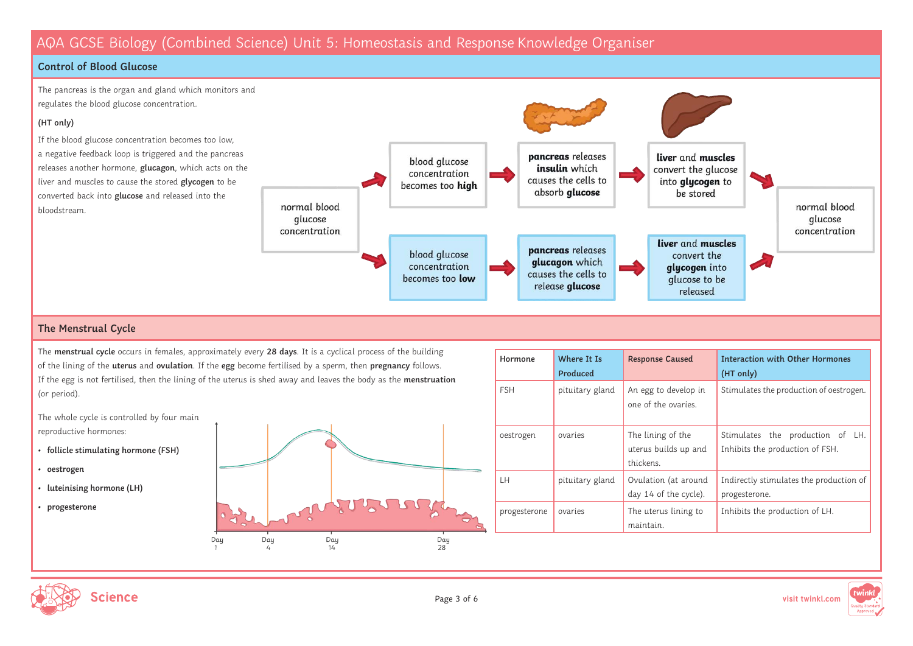# AQA GCSE Biology (Combined Science) Unit 5: Homeostasis and Response Knowledge Organiser

## Control of Blood Glucose

The pancreas is the organ and gland which monitors and regulates the blood glucose concentration.

**(HT only)**

If the blood glucose concentration becomes too low, a negative feedback loop is triggered and the pancreas releases another hormone, **glucagon**, which acts on the liver and muscles to cause the stored **glycogen** to be converted back into **glucose** and released into the bloodstream.

normal blood glucose concentration → blood glucose concentration becomes too **high** → **pancreas** releases **insulin** which causes the cells to absorb **glucose** → **liver** and **muscles** convert the glucose into **glycogen** to be stored → normal blood glucose concentration

normal blood glucose concentration → blood glucose concentration becomes too **low** → **pancreas** releases **glucagon** which causes the cells to release **glucose** → **liver** and **muscles** convert the **glycogen** into glucose to be released → normal blood glucose concentration

## The Menstrual Cycle

The **menstrual cycle** occurs in females, approximately every **28 days**. It is a cyclical process of the building of the lining of the **uterus** and **ovulation**. If the **egg** become fertilised by a sperm, then **pregnancy** follows. If the egg is not fertilised, then the lining of the uterus is shed away and leaves the body as the **menstruation** (or period).

The whole cycle is controlled by four main reproductive hormones:

- **follicle stimulating hormone (FSH)**
- **oestrogen**
- **luteinising hormone (LH)**
- **progesterone**

Day 1 | Day 4 | Day 14 | Day 28

| Hormone | Where It Is Produced | Response Caused | Interaction with Other Hormones (HT only) |
|---|---|---|---|
| FSH | pituitary gland | An egg to develop in one of the ovaries. | Stimulates the production of oestrogen. |
| oestrogen | ovaries | The lining of the uterus builds up and thickens. | Stimulates the production of LH. Inhibits the production of FSH. |
| LH | pituitary gland | Ovulation (at around day 14 of the cycle). | Indirectly stimulates the production of progesterone. |
| progesterone | ovaries | The uterus lining to maintain. | Inhibits the production of LH. |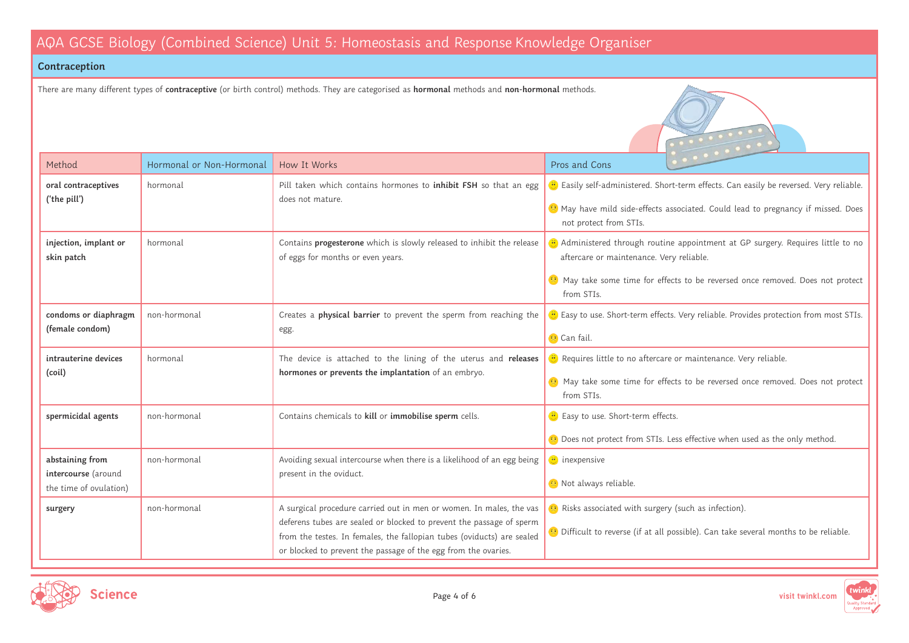# AQA GCSE Biology (Combined Science) Unit 5: Homeostasis and Response Knowledge Organiser

## Contraception

There are many different types of **contraceptive** (or birth control) methods. They are categorised as **hormonal** methods and **non-hormonal** methods.

| Method | Hormonal or Non-Hormonal | How It Works | Pros and Cons |
|---|---|---|---|
| **oral contraceptives ('the pill')** | hormonal | Pill taken which contains hormones to **inhibit FSH** so that an egg does not mature. | 🙂 Easily self-administered. Short-term effects. Can easily be reversed. Very reliable.<br>🙁 May have mild side-effects associated. Could lead to pregnancy if missed. Does not protect from STIs. |
| **injection, implant or skin patch** | hormonal | Contains **progesterone** which is slowly released to inhibit the release of eggs for months or even years. | 🙂 Administered through routine appointment at GP surgery. Requires little to no aftercare or maintenance. Very reliable.<br>🙁 May take some time for effects to be reversed once removed. Does not protect from STIs. |
| **condoms or diaphragm (female condom)** | non-hormonal | Creates a **physical barrier** to prevent the sperm from reaching the egg. | 🙂 Easy to use. Short-term effects. Very reliable. Provides protection from most STIs.<br>🙁 Can fail. |
| **intrauterine devices (coil)** | hormonal | The device is attached to the lining of the uterus and **releases hormones or prevents the implantation** of an embryo. | 🙂 Requires little to no aftercare or maintenance. Very reliable.<br>🙁 May take some time for effects to be reversed once removed. Does not protect from STIs. |
| **spermicidal agents** | non-hormonal | Contains chemicals to **kill** or **immobilise sperm** cells. | 🙂 Easy to use. Short-term effects.<br>🙁 Does not protect from STIs. Less effective when used as the only method. |
| **abstaining from intercourse** (around the time of ovulation) | non-hormonal | Avoiding sexual intercourse when there is a likelihood of an egg being present in the oviduct. | 🙂 inexpensive<br>🙁 Not always reliable. |
| **surgery** | non-hormonal | A surgical procedure carried out in men or women. In males, the vas deferens tubes are sealed or blocked to prevent the passage of sperm from the testes. In females, the fallopian tubes (oviducts) are sealed or blocked to prevent the passage of the egg from the ovaries. | 🙁 Risks associated with surgery (such as infection).<br>🙁 Difficult to reverse (if at all possible). Can take several months to be reliable. |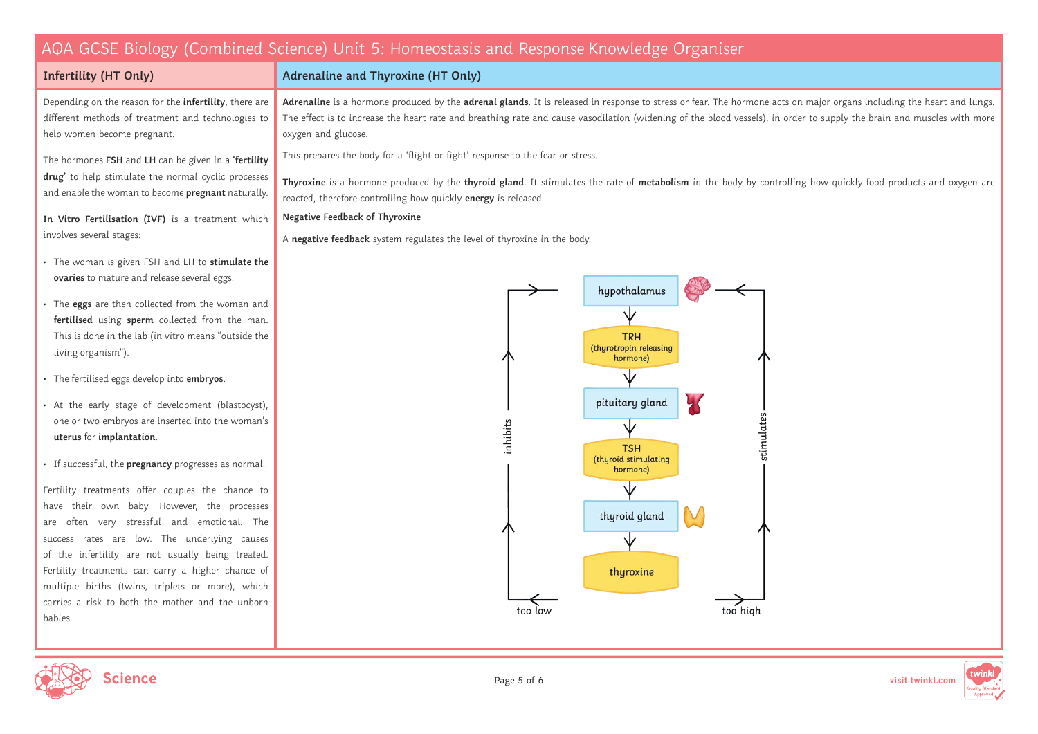# AQA GCSE Biology (Combined Science) Unit 5: Homeostasis and Response Knowledge Organiser

## Infertility (HT Only)

Depending on the reason for the **infertility**, there are different methods of treatment and technologies to help women become pregnant.

The hormones **FSH** and **LH** can be given in a **'fertility drug'** to help stimulate the normal cyclic processes and enable the woman to become **pregnant** naturally.

**In Vitro Fertilisation (IVF)** is a treatment which involves several stages:

- The woman is given FSH and LH to **stimulate the ovaries** to mature and release several eggs.
- The **eggs** are then collected from the woman and **fertilised** using **sperm** collected from the man. This is done in the lab (in vitro means "outside the living organism").
- The fertilised eggs develop into **embryos**.
- At the early stage of development (blastocyst), one or two embryos are inserted into the woman's **uterus** for **implantation**.
- If successful, the **pregnancy** progresses as normal.

Fertility treatments offer couples the chance to have their own baby. However, the processes are often very stressful and emotional. The success rates are low. The underlying causes of the infertility are not usually being treated. Fertility treatments can carry a higher chance of multiple births (twins, triplets or more), which carries a risk to both the mother and the unborn babies.

## Adrenaline and Thyroxine (HT Only)

**Adrenaline** is a hormone produced by the **adrenal glands**. It is released in response to stress or fear. The hormone acts on major organs including the heart and lungs. The effect is to increase the heart rate and breathing rate and cause vasodilation (widening of the blood vessels), in order to supply the brain and muscles with more oxygen and glucose.

This prepares the body for a 'flight or fight' response to the fear or stress.

**Thyroxine** is a hormone produced by the **thyroid gland**. It stimulates the rate of **metabolism** in the body by controlling how quickly food products and oxygen are reacted, therefore controlling how quickly **energy** is released.

**Negative Feedback of Thyroxine**

A **negative feedback** system regulates the level of thyroxine in the body.

hypothalamus → TRH (thyrotropin releasing hormone) → pituitary gland → TSH (thyroid stimulating hormone) → thyroid gland → thyroxine

- too low → inhibits → hypothalamus
- too high → stimulates → hypothalamus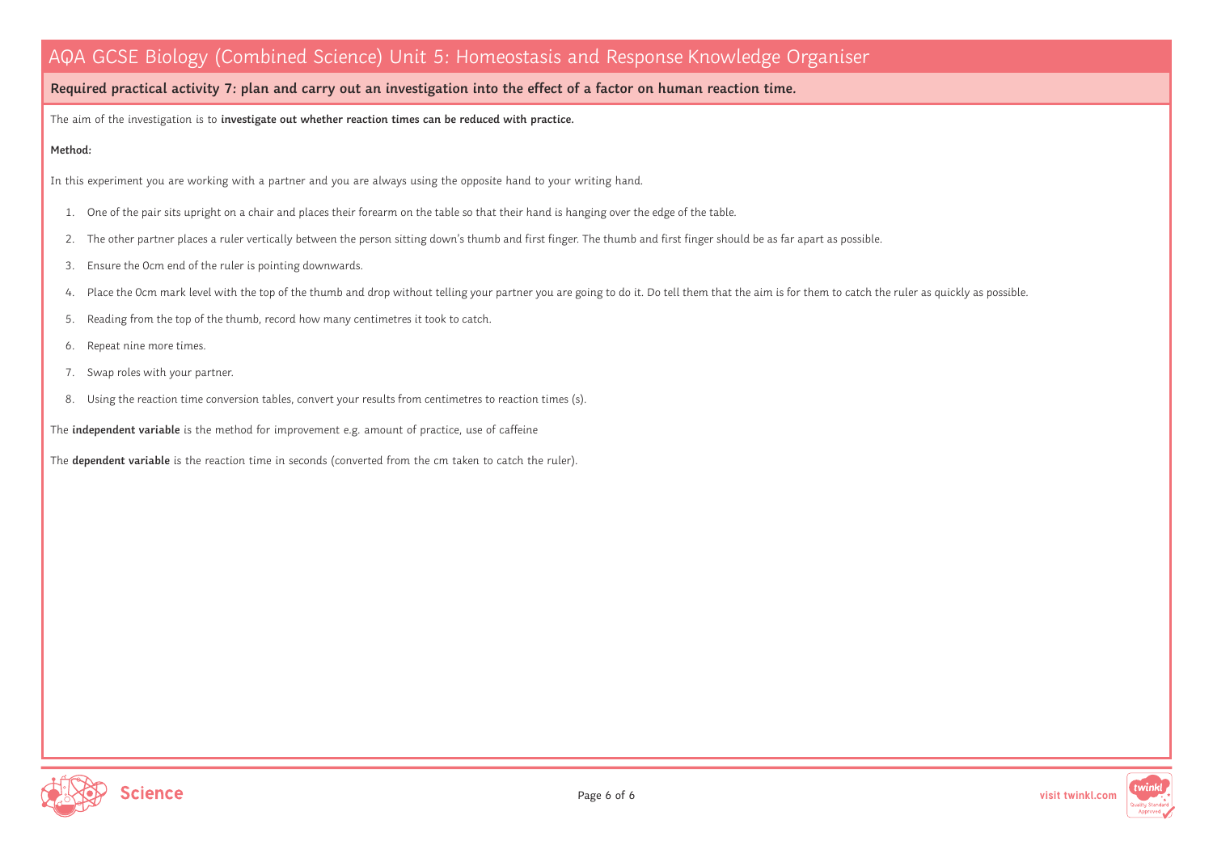# AQA GCSE Biology (Combined Science) Unit 5: Homeostasis and Response Knowledge Organiser

## Required practical activity 7: plan and carry out an investigation into the effect of a factor on human reaction time.

The aim of the investigation is to **investigate out whether reaction times can be reduced with practice.**

**Method:**

In this experiment you are working with a partner and you are always using the opposite hand to your writing hand.

1. One of the pair sits upright on a chair and places their forearm on the table so that their hand is hanging over the edge of the table.
2. The other partner places a ruler vertically between the person sitting down's thumb and first finger. The thumb and first finger should be as far apart as possible.
3. Ensure the 0cm end of the ruler is pointing downwards.
4. Place the 0cm mark level with the top of the thumb and drop without telling your partner you are going to do it. Do tell them that the aim is for them to catch the ruler as quickly as possible.
5. Reading from the top of the thumb, record how many centimetres it took to catch.
6. Repeat nine more times.
7. Swap roles with your partner.
8. Using the reaction time conversion tables, convert your results from centimetres to reaction times (s).

The **independent variable** is the method for improvement e.g. amount of practice, use of caffeine

The **dependent variable** is the reaction time in seconds (converted from the cm taken to catch the ruler).